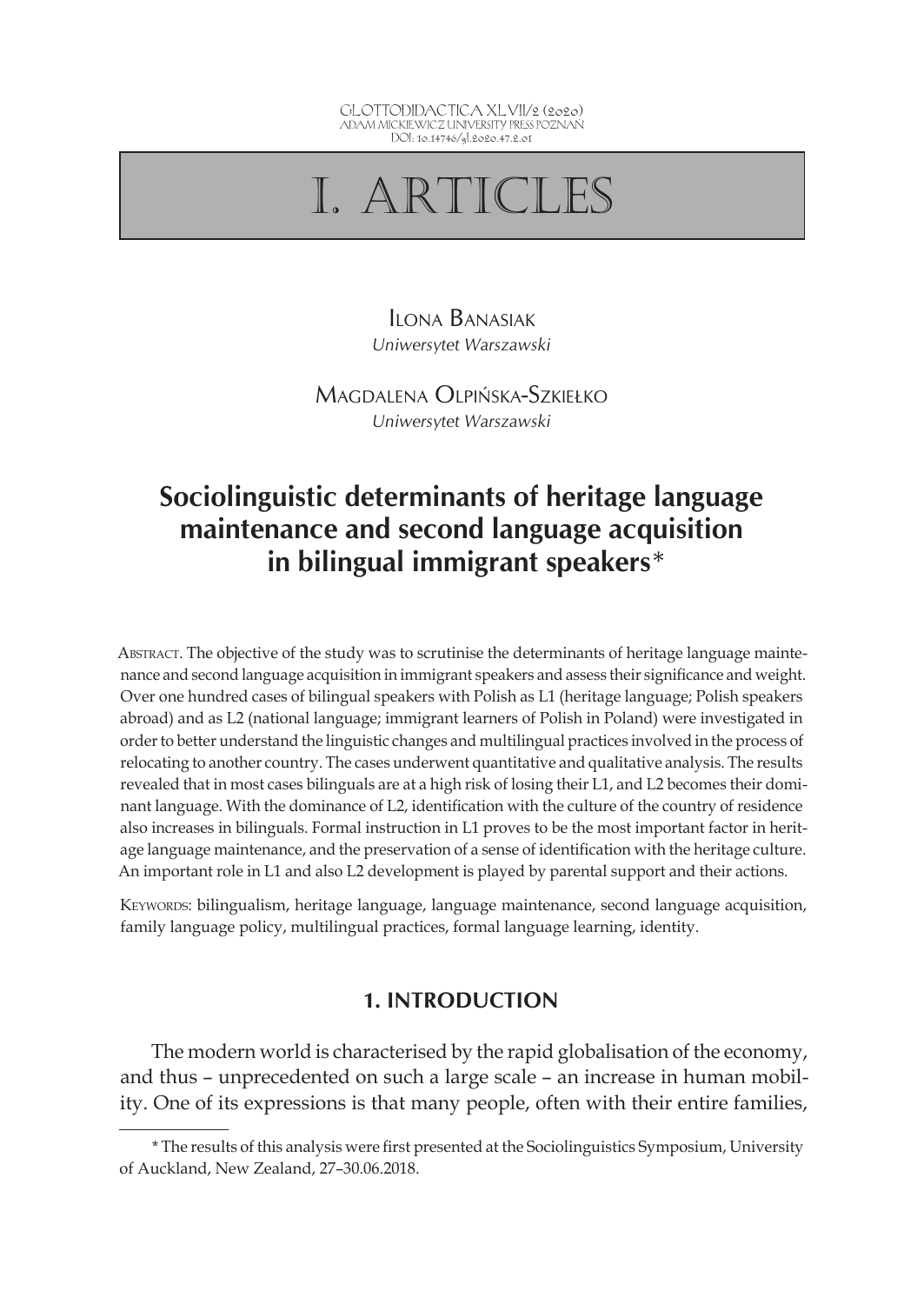# I. ARTICLES

Ilona Banasiak

*Uniwersytet Warszawski*

Magdalena Olpińska-Szkiełko

*Uniwersytet Warszawski*

## Sociolinguistic determinants of heritage language maintenance and second language acquisition in bilingual immigrant speakers*

Abstract. The objective of the study was to scrutinise the determinants of heritage language maintenance and second language acquisition in immigrant speakers and assess their significance and weight. Over one hundred cases of bilingual speakers with Polish as L1 (heritage language; Polish speakers abroad) and as L2 (national language; immigrant learners of Polish in Poland) were investigated in order to better understand the linguistic changes and multilingual practices involved in the process of relocating to another country. The cases underwent quantitative and qualitative analysis. The results revealed that in most cases bilinguals are at a high risk of losing their L1, and L2 becomes their dominant language. With the dominance of L2, identification with the culture of the country of residence also increases in bilinguals. Formal instruction in L1 proves to be the most important factor in heritage language maintenance, and the preservation of a sense of identification with the heritage culture. An important role in L1 and also L2 development is played by parental support and their actions.

Keywords: bilingualism, heritage language, language maintenance, second language acquisition, family language policy, multilingual practices, formal language learning, identity.

### 1. INTRODUCTION

The modern world is characterised by the rapid globalisation of the economy, and thus – unprecedented on such a large scale – an increase in human mobility. One of its expressions is that many people, often with their entire families,

* The results of this analysis were first presented at the Sociolinguistics Symposium, University of Auckland, New Zealand, 27–30.06.2018.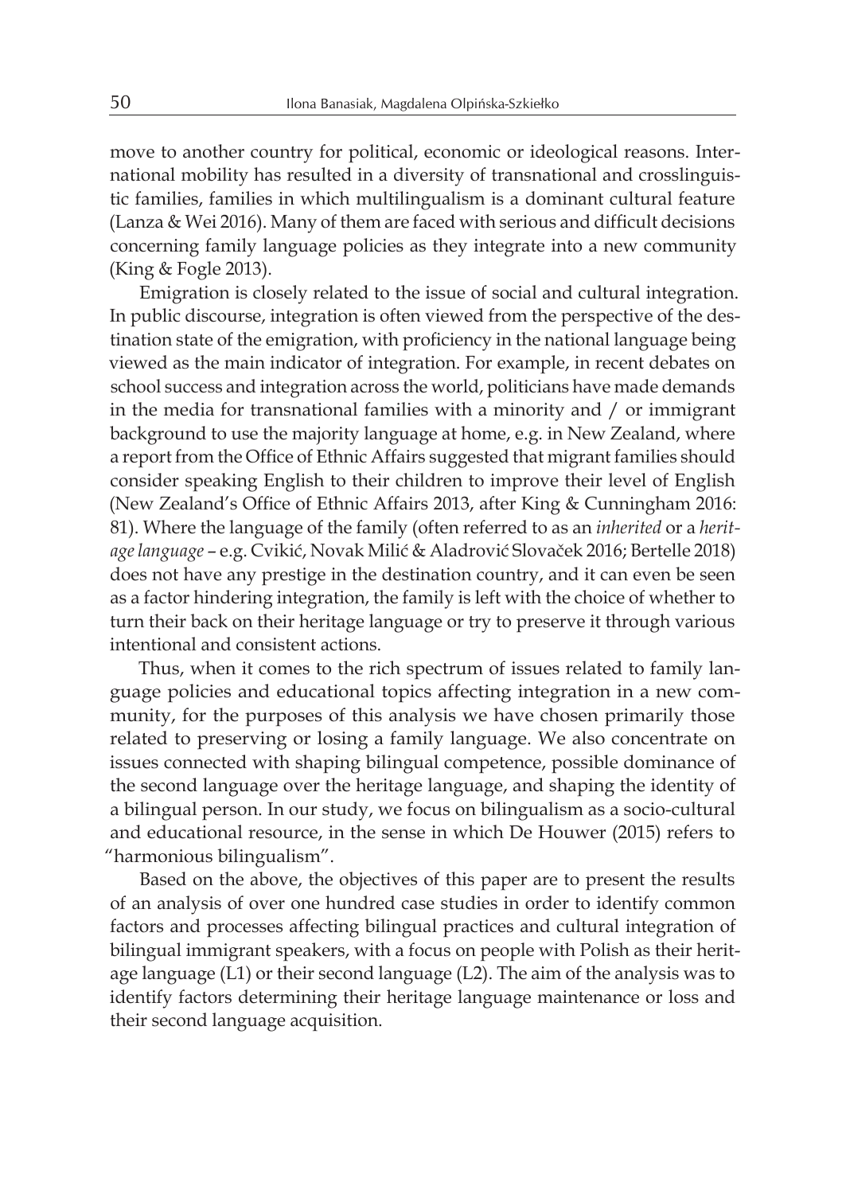move to another country for political, economic or ideological reasons. International mobility has resulted in a diversity of transnational and crosslinguistic families, families in which multilingualism is a dominant cultural feature (Lanza & Wei 2016). Many of them are faced with serious and difficult decisions concerning family language policies as they integrate into a new community (King & Fogle 2013).

Emigration is closely related to the issue of social and cultural integration. In public discourse, integration is often viewed from the perspective of the destination state of the emigration, with proficiency in the national language being viewed as the main indicator of integration. For example, in recent debates on school success and integration across the world, politicians have made demands in the media for transnational families with a minority and / or immigrant background to use the majority language at home, e.g. in New Zealand, where a report from the Office of Ethnic Affairs suggested that migrant families should consider speaking English to their children to improve their level of English (New Zealand's Office of Ethnic Affairs 2013, after King & Cunningham 2016: 81). Where the language of the family (often referred to as an *inherited* or a *heritage language* – e.g. Cvikić, Novak Milić & Aladrović Slovaček 2016; Bertelle 2018) does not have any prestige in the destination country, and it can even be seen as a factor hindering integration, the family is left with the choice of whether to turn their back on their heritage language or try to preserve it through various intentional and consistent actions.

Thus, when it comes to the rich spectrum of issues related to family language policies and educational topics affecting integration in a new community, for the purposes of this analysis we have chosen primarily those related to preserving or losing a family language. We also concentrate on issues connected with shaping bilingual competence, possible dominance of the second language over the heritage language, and shaping the identity of a bilingual person. In our study, we focus on bilingualism as a socio-cultural and educational resource, in the sense in which De Houwer (2015) refers to "harmonious bilingualism".

Based on the above, the objectives of this paper are to present the results of an analysis of over one hundred case studies in order to identify common factors and processes affecting bilingual practices and cultural integration of bilingual immigrant speakers, with a focus on people with Polish as their heritage language (L1) or their second language (L2). The aim of the analysis was to identify factors determining their heritage language maintenance or loss and their second language acquisition.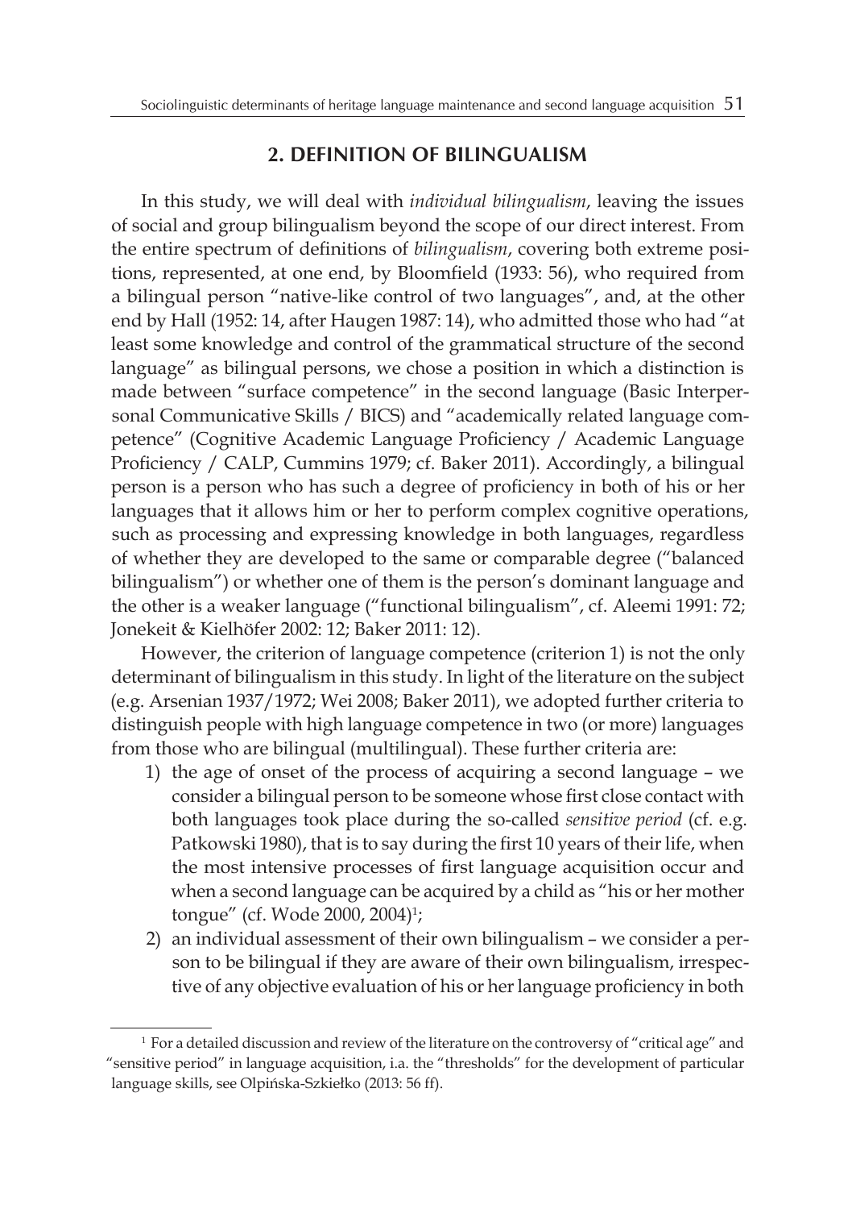## 2. DEFINITION OF BILINGUALISM

In this study, we will deal with *individual bilingualism*, leaving the issues of social and group bilingualism beyond the scope of our direct interest. From the entire spectrum of definitions of *bilingualism*, covering both extreme positions, represented, at one end, by Bloomfield (1933: 56), who required from a bilingual person "native-like control of two languages", and, at the other end by Hall (1952: 14, after Haugen 1987: 14), who admitted those who had "at least some knowledge and control of the grammatical structure of the second language" as bilingual persons, we chose a position in which a distinction is made between "surface competence" in the second language (Basic Interpersonal Communicative Skills / BICS) and "academically related language competence" (Cognitive Academic Language Proficiency / Academic Language Proficiency / CALP, Cummins 1979; cf. Baker 2011). Accordingly, a bilingual person is a person who has such a degree of proficiency in both of his or her languages that it allows him or her to perform complex cognitive operations, such as processing and expressing knowledge in both languages, regardless of whether they are developed to the same or comparable degree ("balanced bilingualism") or whether one of them is the person's dominant language and the other is a weaker language ("functional bilingualism", cf. Aleemi 1991: 72; Jonekeit & Kielhöfer 2002: 12; Baker 2011: 12).

However, the criterion of language competence (criterion 1) is not the only determinant of bilingualism in this study. In light of the literature on the subject (e.g. Arsenian 1937/1972; Wei 2008; Baker 2011), we adopted further criteria to distinguish people with high language competence in two (or more) languages from those who are bilingual (multilingual). These further criteria are:

1) the age of onset of the process of acquiring a second language – we consider a bilingual person to be someone whose first close contact with both languages took place during the so-called *sensitive period* (cf. e.g. Patkowski 1980), that is to say during the first 10 years of their life, when the most intensive processes of first language acquisition occur and when a second language can be acquired by a child as "his or her mother tongue" (cf. Wode 2000, 2004)[1];
2) an individual assessment of their own bilingualism – we consider a person to be bilingual if they are aware of their own bilingualism, irrespective of any objective evaluation of his or her language proficiency in both

---

[1] For a detailed discussion and review of the literature on the controversy of "critical age" and "sensitive period" in language acquisition, i.a. the "thresholds" for the development of particular language skills, see Olpińska-Szkiełko (2013: 56 ff).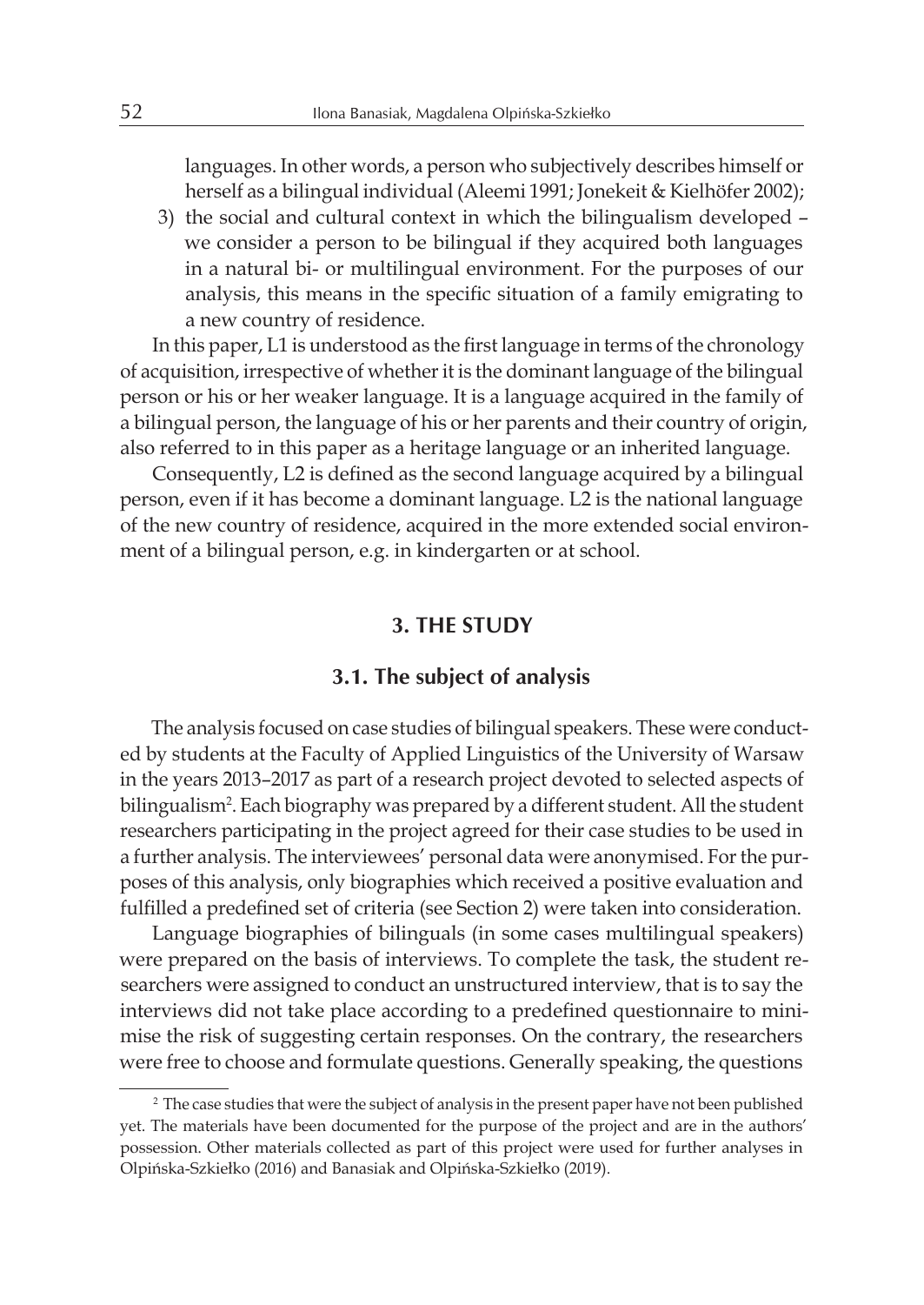languages. In other words, a person who subjectively describes himself or herself as a bilingual individual (Aleemi 1991; Jonekeit & Kielhöfer 2002);

3) the social and cultural context in which the bilingualism developed – we consider a person to be bilingual if they acquired both languages in a natural bi- or multilingual environment. For the purposes of our analysis, this means in the specific situation of a family emigrating to a new country of residence.

In this paper, L1 is understood as the first language in terms of the chronology of acquisition, irrespective of whether it is the dominant language of the bilingual person or his or her weaker language. It is a language acquired in the family of a bilingual person, the language of his or her parents and their country of origin, also referred to in this paper as a heritage language or an inherited language.

Consequently, L2 is defined as the second language acquired by a bilingual person, even if it has become a dominant language. L2 is the national language of the new country of residence, acquired in the more extended social environment of a bilingual person, e.g. in kindergarten or at school.

## 3. THE STUDY

### 3.1. The subject of analysis

The analysis focused on case studies of bilingual speakers. These were conducted by students at the Faculty of Applied Linguistics of the University of Warsaw in the years 2013–2017 as part of a research project devoted to selected aspects of bilingualism[2]. Each biography was prepared by a different student. All the student researchers participating in the project agreed for their case studies to be used in a further analysis. The interviewees' personal data were anonymised. For the purposes of this analysis, only biographies which received a positive evaluation and fulfilled a predefined set of criteria (see Section 2) were taken into consideration.

Language biographies of bilinguals (in some cases multilingual speakers) were prepared on the basis of interviews. To complete the task, the student researchers were assigned to conduct an unstructured interview, that is to say the interviews did not take place according to a predefined questionnaire to minimise the risk of suggesting certain responses. On the contrary, the researchers were free to choose and formulate questions. Generally speaking, the questions

[2] The case studies that were the subject of analysis in the present paper have not been published yet. The materials have been documented for the purpose of the project and are in the authors' possession. Other materials collected as part of this project were used for further analyses in Olpińska-Szkiełko (2016) and Banasiak and Olpińska-Szkiełko (2019).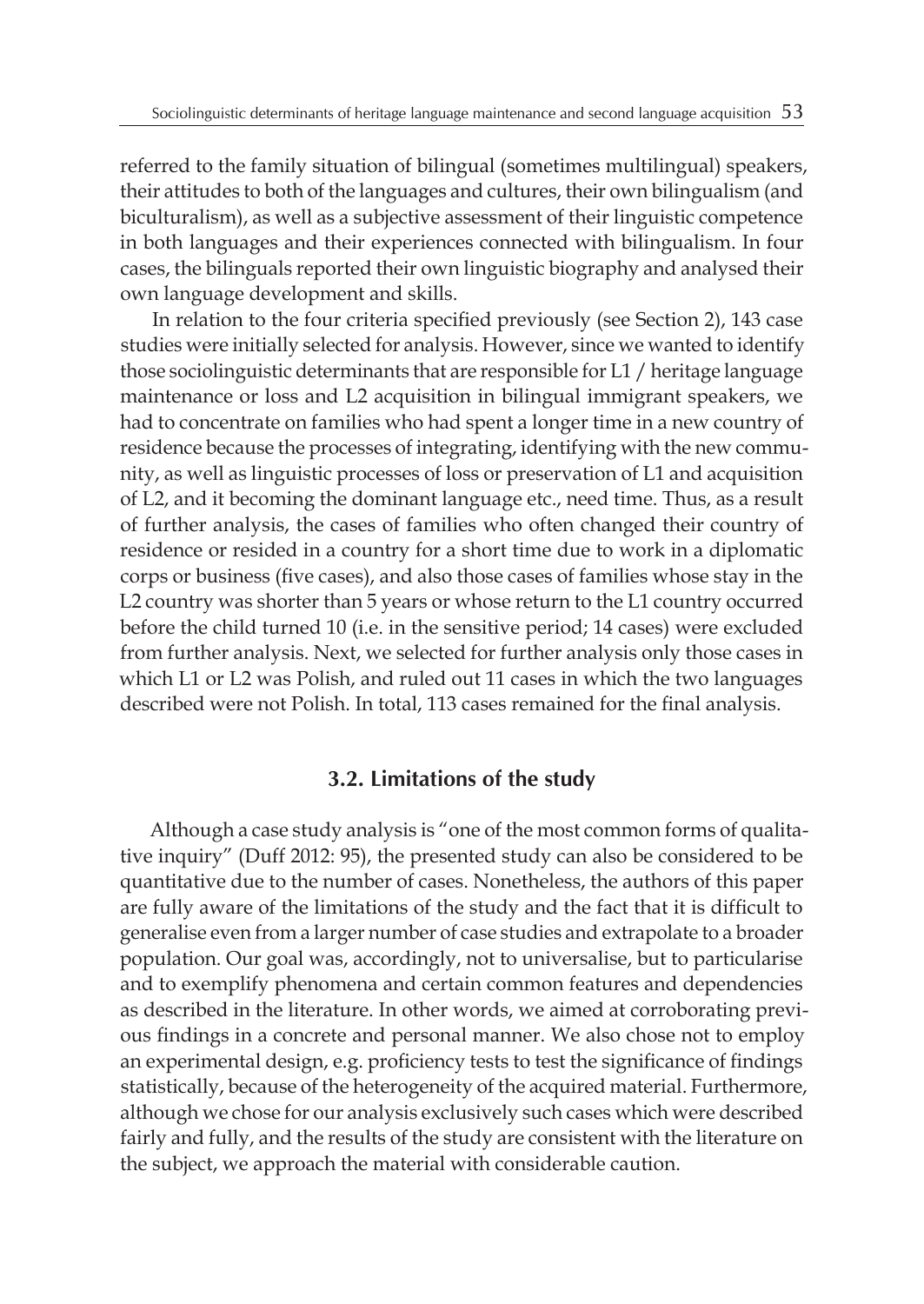referred to the family situation of bilingual (sometimes multilingual) speakers, their attitudes to both of the languages and cultures, their own bilingualism (and biculturalism), as well as a subjective assessment of their linguistic competence in both languages and their experiences connected with bilingualism. In four cases, the bilinguals reported their own linguistic biography and analysed their own language development and skills.

In relation to the four criteria specified previously (see Section 2), 143 case studies were initially selected for analysis. However, since we wanted to identify those sociolinguistic determinants that are responsible for L1 / heritage language maintenance or loss and L2 acquisition in bilingual immigrant speakers, we had to concentrate on families who had spent a longer time in a new country of residence because the processes of integrating, identifying with the new community, as well as linguistic processes of loss or preservation of L1 and acquisition of L2, and it becoming the dominant language etc., need time. Thus, as a result of further analysis, the cases of families who often changed their country of residence or resided in a country for a short time due to work in a diplomatic corps or business (five cases), and also those cases of families whose stay in the L2 country was shorter than 5 years or whose return to the L1 country occurred before the child turned 10 (i.e. in the sensitive period; 14 cases) were excluded from further analysis. Next, we selected for further analysis only those cases in which L1 or L2 was Polish, and ruled out 11 cases in which the two languages described were not Polish. In total, 113 cases remained for the final analysis.

### 3.2. Limitations of the study

Although a case study analysis is "one of the most common forms of qualitative inquiry" (Duff 2012: 95), the presented study can also be considered to be quantitative due to the number of cases. Nonetheless, the authors of this paper are fully aware of the limitations of the study and the fact that it is difficult to generalise even from a larger number of case studies and extrapolate to a broader population. Our goal was, accordingly, not to universalise, but to particularise and to exemplify phenomena and certain common features and dependencies as described in the literature. In other words, we aimed at corroborating previous findings in a concrete and personal manner. We also chose not to employ an experimental design, e.g. proficiency tests to test the significance of findings statistically, because of the heterogeneity of the acquired material. Furthermore, although we chose for our analysis exclusively such cases which were described fairly and fully, and the results of the study are consistent with the literature on the subject, we approach the material with considerable caution.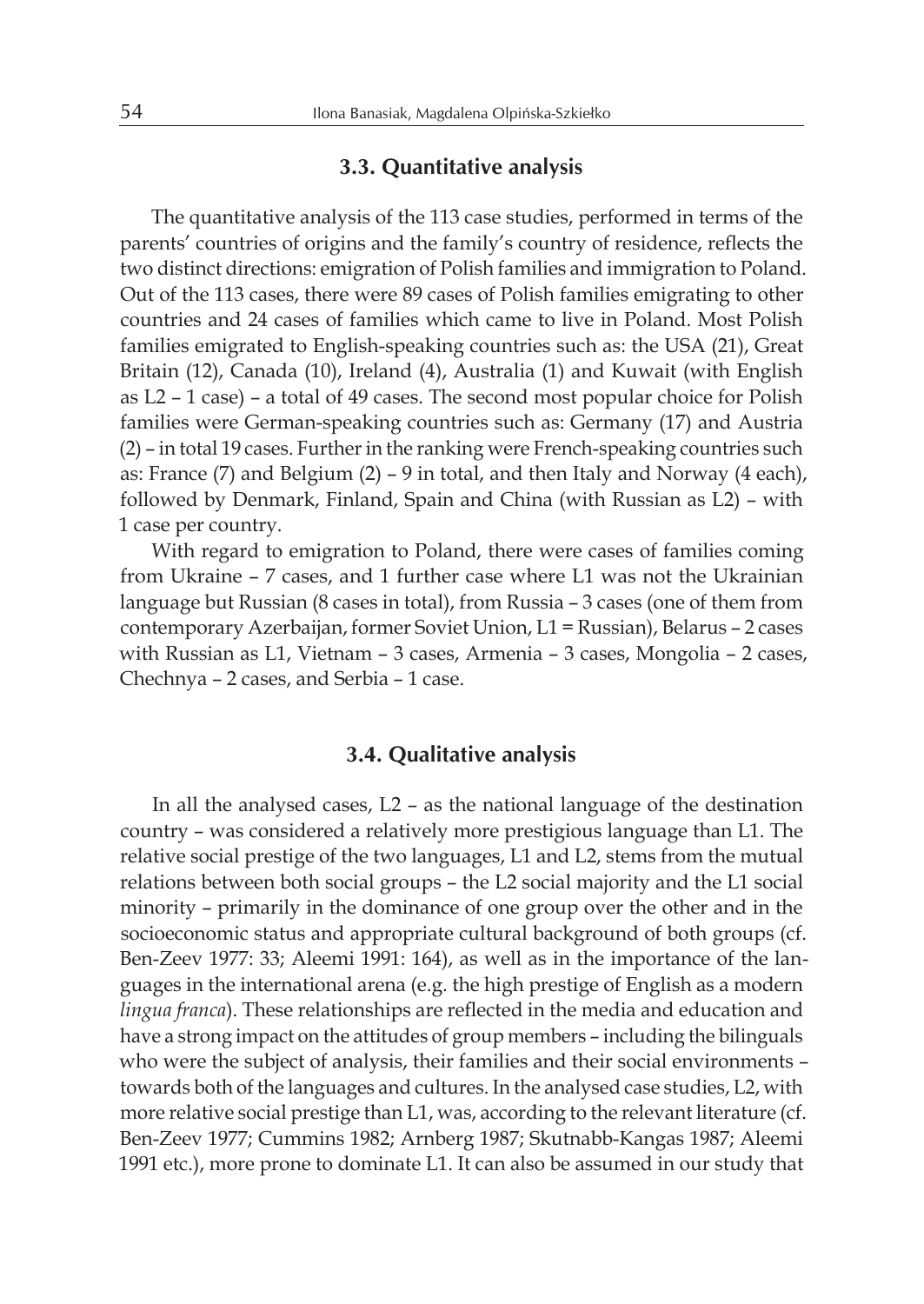### 3.3. Quantitative analysis

The quantitative analysis of the 113 case studies, performed in terms of the parents' countries of origins and the family's country of residence, reflects the two distinct directions: emigration of Polish families and immigration to Poland. Out of the 113 cases, there were 89 cases of Polish families emigrating to other countries and 24 cases of families which came to live in Poland. Most Polish families emigrated to English-speaking countries such as: the USA (21), Great Britain (12), Canada (10), Ireland (4), Australia (1) and Kuwait (with English as L2 – 1 case) – a total of 49 cases. The second most popular choice for Polish families were German-speaking countries such as: Germany (17) and Austria (2) – in total 19 cases. Further in the ranking were French-speaking countries such as: France (7) and Belgium (2) – 9 in total, and then Italy and Norway (4 each), followed by Denmark, Finland, Spain and China (with Russian as L2) – with 1 case per country.

With regard to emigration to Poland, there were cases of families coming from Ukraine – 7 cases, and 1 further case where L1 was not the Ukrainian language but Russian (8 cases in total), from Russia – 3 cases (one of them from contemporary Azerbaijan, former Soviet Union, L1 = Russian), Belarus – 2 cases with Russian as L1, Vietnam – 3 cases, Armenia – 3 cases, Mongolia – 2 cases, Chechnya – 2 cases, and Serbia – 1 case.

### 3.4. Qualitative analysis

In all the analysed cases, L2 – as the national language of the destination country – was considered a relatively more prestigious language than L1. The relative social prestige of the two languages, L1 and L2, stems from the mutual relations between both social groups – the L2 social majority and the L1 social minority – primarily in the dominance of one group over the other and in the socioeconomic status and appropriate cultural background of both groups (cf. Ben-Zeev 1977: 33; Aleemi 1991: 164), as well as in the importance of the languages in the international arena (e.g. the high prestige of English as a modern *lingua franca*). These relationships are reflected in the media and education and have a strong impact on the attitudes of group members – including the bilinguals who were the subject of analysis, their families and their social environments – towards both of the languages and cultures. In the analysed case studies, L2, with more relative social prestige than L1, was, according to the relevant literature (cf. Ben-Zeev 1977; Cummins 1982; Arnberg 1987; Skutnabb-Kangas 1987; Aleemi 1991 etc.), more prone to dominate L1. It can also be assumed in our study that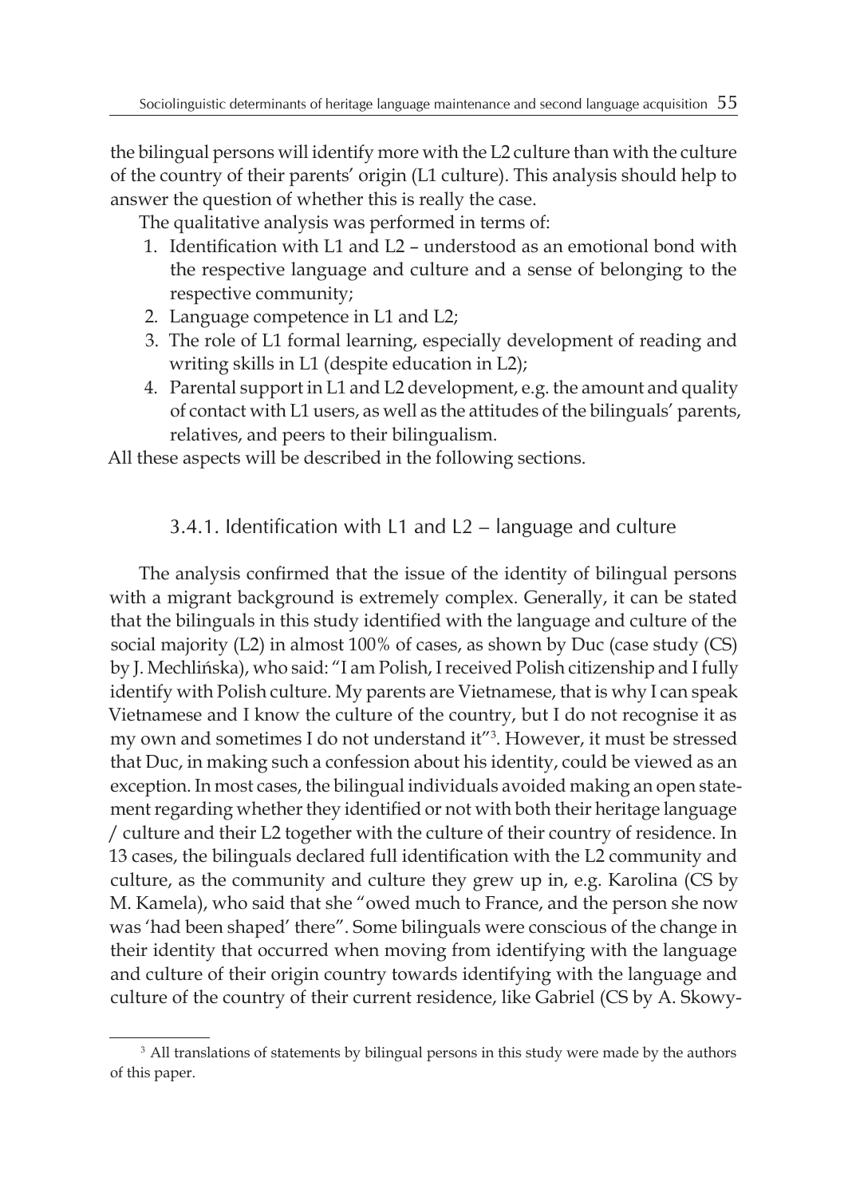the bilingual persons will identify more with the L2 culture than with the culture of the country of their parents' origin (L1 culture). This analysis should help to answer the question of whether this is really the case.

The qualitative analysis was performed in terms of:

1. Identification with L1 and L2 – understood as an emotional bond with the respective language and culture and a sense of belonging to the respective community;
2. Language competence in L1 and L2;
3. The role of L1 formal learning, especially development of reading and writing skills in L1 (despite education in L2);
4. Parental support in L1 and L2 development, e.g. the amount and quality of contact with L1 users, as well as the attitudes of the bilinguals' parents, relatives, and peers to their bilingualism.

All these aspects will be described in the following sections.

### 3.4.1. Identification with L1 and L2 – language and culture

The analysis confirmed that the issue of the identity of bilingual persons with a migrant background is extremely complex. Generally, it can be stated that the bilinguals in this study identified with the language and culture of the social majority (L2) in almost 100% of cases, as shown by Duc (case study (CS) by J. Mechlińska), who said: "I am Polish, I received Polish citizenship and I fully identify with Polish culture. My parents are Vietnamese, that is why I can speak Vietnamese and I know the culture of the country, but I do not recognise it as my own and sometimes I do not understand it"[3]. However, it must be stressed that Duc, in making such a confession about his identity, could be viewed as an exception. In most cases, the bilingual individuals avoided making an open statement regarding whether they identified or not with both their heritage language / culture and their L2 together with the culture of their country of residence. In 13 cases, the bilinguals declared full identification with the L2 community and culture, as the community and culture they grew up in, e.g. Karolina (CS by M. Kamela), who said that she "owed much to France, and the person she now was 'had been shaped' there". Some bilinguals were conscious of the change in their identity that occurred when moving from identifying with the language and culture of their origin country towards identifying with the language and culture of the country of their current residence, like Gabriel (CS by A. Skowy-

[3] All translations of statements by bilingual persons in this study were made by the authors of this paper.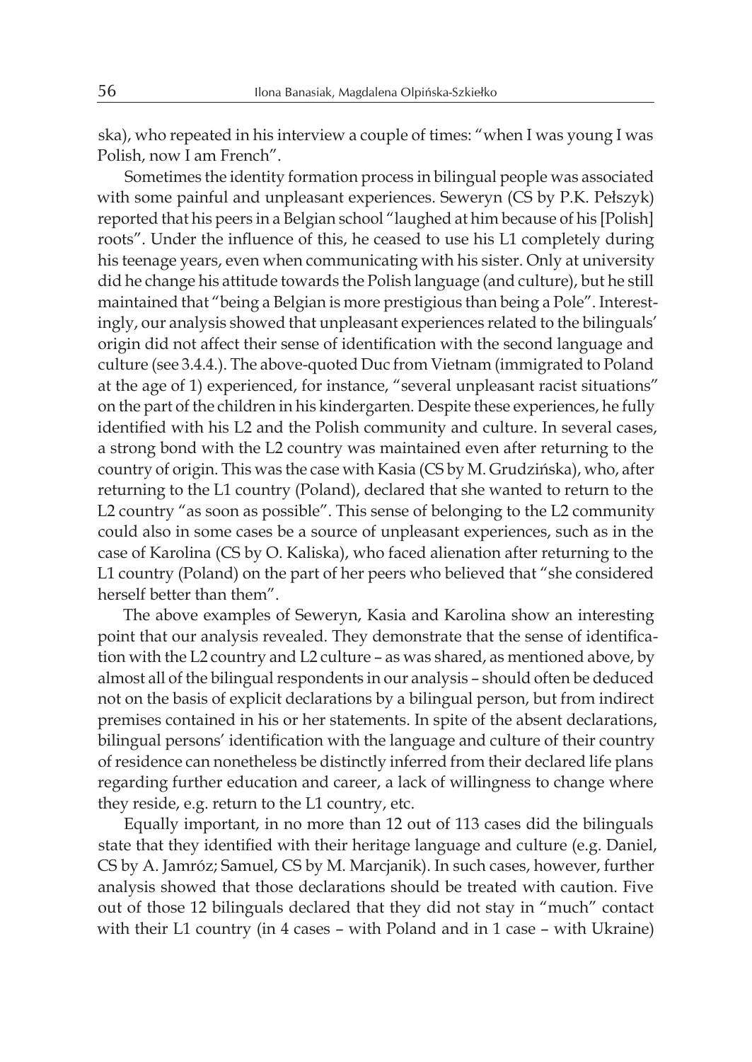ska), who repeated in his interview a couple of times: "when I was young I was Polish, now I am French".

Sometimes the identity formation process in bilingual people was associated with some painful and unpleasant experiences. Seweryn (CS by P.K. Pełszyk) reported that his peers in a Belgian school "laughed at him because of his [Polish] roots". Under the influence of this, he ceased to use his L1 completely during his teenage years, even when communicating with his sister. Only at university did he change his attitude towards the Polish language (and culture), but he still maintained that "being a Belgian is more prestigious than being a Pole". Interestingly, our analysis showed that unpleasant experiences related to the bilinguals' origin did not affect their sense of identification with the second language and culture (see 3.4.4.). The above-quoted Duc from Vietnam (immigrated to Poland at the age of 1) experienced, for instance, "several unpleasant racist situations" on the part of the children in his kindergarten. Despite these experiences, he fully identified with his L2 and the Polish community and culture. In several cases, a strong bond with the L2 country was maintained even after returning to the country of origin. This was the case with Kasia (CS by M. Grudzińska), who, after returning to the L1 country (Poland), declared that she wanted to return to the L2 country "as soon as possible". This sense of belonging to the L2 community could also in some cases be a source of unpleasant experiences, such as in the case of Karolina (CS by O. Kaliska), who faced alienation after returning to the L1 country (Poland) on the part of her peers who believed that "she considered herself better than them".

The above examples of Seweryn, Kasia and Karolina show an interesting point that our analysis revealed. They demonstrate that the sense of identification with the L2 country and L2 culture – as was shared, as mentioned above, by almost all of the bilingual respondents in our analysis – should often be deduced not on the basis of explicit declarations by a bilingual person, but from indirect premises contained in his or her statements. In spite of the absent declarations, bilingual persons' identification with the language and culture of their country of residence can nonetheless be distinctly inferred from their declared life plans regarding further education and career, a lack of willingness to change where they reside, e.g. return to the L1 country, etc.

Equally important, in no more than 12 out of 113 cases did the bilinguals state that they identified with their heritage language and culture (e.g. Daniel, CS by A. Jamróz; Samuel, CS by M. Marcjanik). In such cases, however, further analysis showed that those declarations should be treated with caution. Five out of those 12 bilinguals declared that they did not stay in "much" contact with their L1 country (in 4 cases – with Poland and in 1 case – with Ukraine)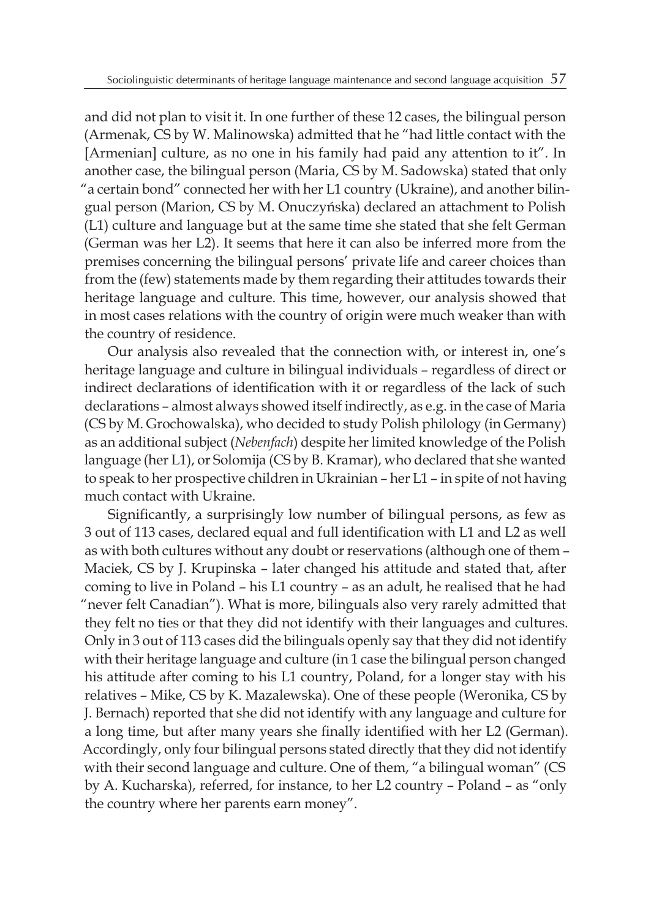and did not plan to visit it. In one further of these 12 cases, the bilingual person (Armenak, CS by W. Malinowska) admitted that he "had little contact with the [Armenian] culture, as no one in his family had paid any attention to it". In another case, the bilingual person (Maria, CS by M. Sadowska) stated that only "a certain bond" connected her with her L1 country (Ukraine), and another bilingual person (Marion, CS by M. Onuczyńska) declared an attachment to Polish (L1) culture and language but at the same time she stated that she felt German (German was her L2). It seems that here it can also be inferred more from the premises concerning the bilingual persons' private life and career choices than from the (few) statements made by them regarding their attitudes towards their heritage language and culture. This time, however, our analysis showed that in most cases relations with the country of origin were much weaker than with the country of residence.

Our analysis also revealed that the connection with, or interest in, one's heritage language and culture in bilingual individuals – regardless of direct or indirect declarations of identification with it or regardless of the lack of such declarations – almost always showed itself indirectly, as e.g. in the case of Maria (CS by M. Grochowalska), who decided to study Polish philology (in Germany) as an additional subject (*Nebenfach*) despite her limited knowledge of the Polish language (her L1), or Solomija (CS by B. Kramar), who declared that she wanted to speak to her prospective children in Ukrainian – her L1 – in spite of not having much contact with Ukraine.

Significantly, a surprisingly low number of bilingual persons, as few as 3 out of 113 cases, declared equal and full identification with L1 and L2 as well as with both cultures without any doubt or reservations (although one of them – Maciek, CS by J. Krupinska – later changed his attitude and stated that, after coming to live in Poland – his L1 country – as an adult, he realised that he had "never felt Canadian"). What is more, bilinguals also very rarely admitted that they felt no ties or that they did not identify with their languages and cultures. Only in 3 out of 113 cases did the bilinguals openly say that they did not identify with their heritage language and culture (in 1 case the bilingual person changed his attitude after coming to his L1 country, Poland, for a longer stay with his relatives – Mike, CS by K. Mazalewska). One of these people (Weronika, CS by J. Bernach) reported that she did not identify with any language and culture for a long time, but after many years she finally identified with her L2 (German). Accordingly, only four bilingual persons stated directly that they did not identify with their second language and culture. One of them, "a bilingual woman" (CS by A. Kucharska), referred, for instance, to her L2 country – Poland – as "only the country where her parents earn money".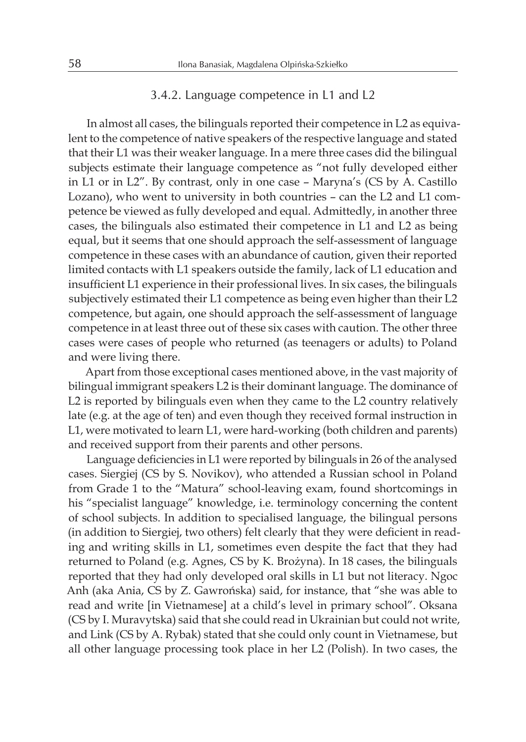### 3.4.2. Language competence in L1 and L2

In almost all cases, the bilinguals reported their competence in L2 as equivalent to the competence of native speakers of the respective language and stated that their L1 was their weaker language. In a mere three cases did the bilingual subjects estimate their language competence as "not fully developed either in L1 or in L2". By contrast, only in one case – Maryna's (CS by A. Castillo Lozano), who went to university in both countries – can the L2 and L1 competence be viewed as fully developed and equal. Admittedly, in another three cases, the bilinguals also estimated their competence in L1 and L2 as being equal, but it seems that one should approach the self-assessment of language competence in these cases with an abundance of caution, given their reported limited contacts with L1 speakers outside the family, lack of L1 education and insufficient L1 experience in their professional lives. In six cases, the bilinguals subjectively estimated their L1 competence as being even higher than their L2 competence, but again, one should approach the self-assessment of language competence in at least three out of these six cases with caution. The other three cases were cases of people who returned (as teenagers or adults) to Poland and were living there.

Apart from those exceptional cases mentioned above, in the vast majority of bilingual immigrant speakers L2 is their dominant language. The dominance of L2 is reported by bilinguals even when they came to the L2 country relatively late (e.g. at the age of ten) and even though they received formal instruction in L1, were motivated to learn L1, were hard-working (both children and parents) and received support from their parents and other persons.

Language deficiencies in L1 were reported by bilinguals in 26 of the analysed cases. Siergiej (CS by S. Novikov), who attended a Russian school in Poland from Grade 1 to the "Matura" school-leaving exam, found shortcomings in his "specialist language" knowledge, i.e. terminology concerning the content of school subjects. In addition to specialised language, the bilingual persons (in addition to Siergiej, two others) felt clearly that they were deficient in reading and writing skills in L1, sometimes even despite the fact that they had returned to Poland (e.g. Agnes, CS by K. Brożyna). In 18 cases, the bilinguals reported that they had only developed oral skills in L1 but not literacy. Ngoc Anh (aka Ania, CS by Z. Gawrońska) said, for instance, that "she was able to read and write [in Vietnamese] at a child's level in primary school". Oksana (CS by I. Muravytska) said that she could read in Ukrainian but could not write, and Link (CS by A. Rybak) stated that she could only count in Vietnamese, but all other language processing took place in her L2 (Polish). In two cases, the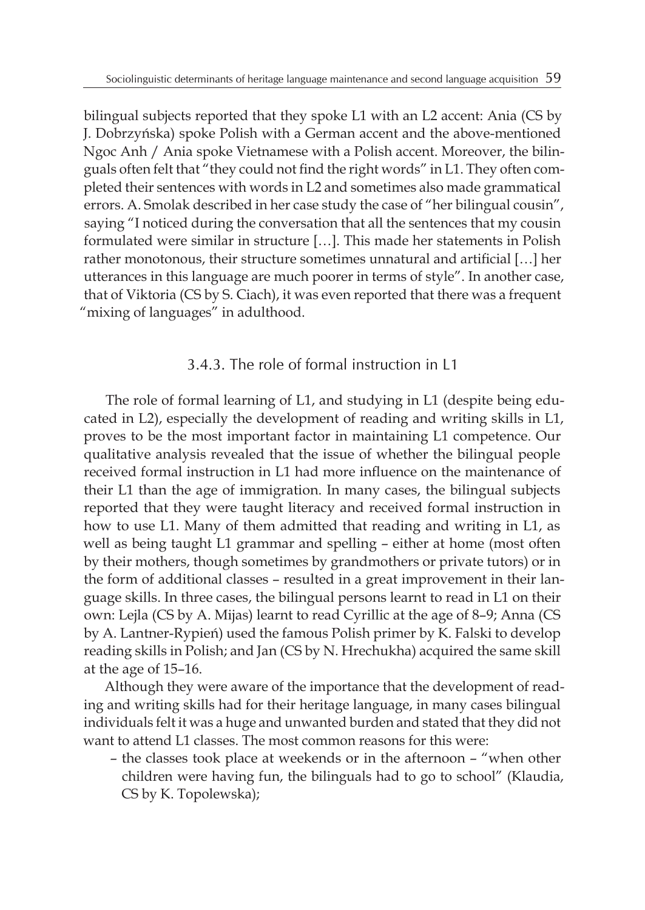bilingual subjects reported that they spoke L1 with an L2 accent: Ania (CS by J. Dobrzyńska) spoke Polish with a German accent and the above-mentioned Ngoc Anh / Ania spoke Vietnamese with a Polish accent. Moreover, the bilinguals often felt that "they could not find the right words" in L1. They often completed their sentences with words in L2 and sometimes also made grammatical errors. A. Smolak described in her case study the case of "her bilingual cousin", saying "I noticed during the conversation that all the sentences that my cousin formulated were similar in structure […]. This made her statements in Polish rather monotonous, their structure sometimes unnatural and artificial […] her utterances in this language are much poorer in terms of style". In another case, that of Viktoria (CS by S. Ciach), it was even reported that there was a frequent "mixing of languages" in adulthood.

### 3.4.3. The role of formal instruction in L1

The role of formal learning of L1, and studying in L1 (despite being educated in L2), especially the development of reading and writing skills in L1, proves to be the most important factor in maintaining L1 competence. Our qualitative analysis revealed that the issue of whether the bilingual people received formal instruction in L1 had more influence on the maintenance of their L1 than the age of immigration. In many cases, the bilingual subjects reported that they were taught literacy and received formal instruction in how to use L1. Many of them admitted that reading and writing in L1, as well as being taught L1 grammar and spelling – either at home (most often by their mothers, though sometimes by grandmothers or private tutors) or in the form of additional classes – resulted in a great improvement in their language skills. In three cases, the bilingual persons learnt to read in L1 on their own: Lejla (CS by A. Mijas) learnt to read Cyrillic at the age of 8–9; Anna (CS by A. Lantner-Rypień) used the famous Polish primer by K. Falski to develop reading skills in Polish; and Jan (CS by N. Hrechukha) acquired the same skill at the age of 15–16.

Although they were aware of the importance that the development of reading and writing skills had for their heritage language, in many cases bilingual individuals felt it was a huge and unwanted burden and stated that they did not want to attend L1 classes. The most common reasons for this were:

- the classes took place at weekends or in the afternoon – "when other children were having fun, the bilinguals had to go to school" (Klaudia, CS by K. Topolewska);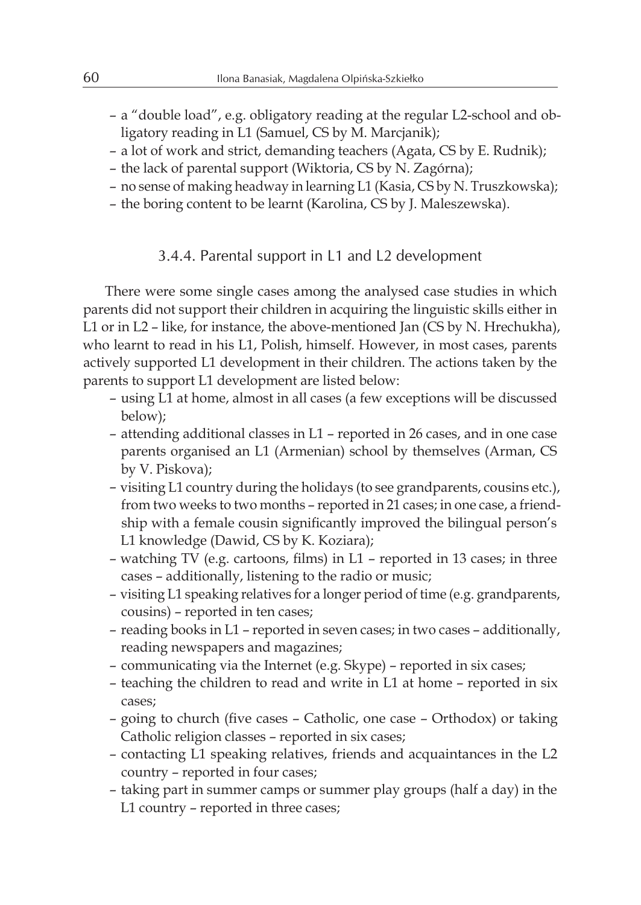- a "double load", e.g. obligatory reading at the regular L2-school and obligatory reading in L1 (Samuel, CS by M. Marcjanik);
- a lot of work and strict, demanding teachers (Agata, CS by E. Rudnik);
- the lack of parental support (Wiktoria, CS by N. Zagórna);
- no sense of making headway in learning L1 (Kasia, CS by N. Truszkowska);
- the boring content to be learnt (Karolina, CS by J. Maleszewska).

### 3.4.4. Parental support in L1 and L2 development

There were some single cases among the analysed case studies in which parents did not support their children in acquiring the linguistic skills either in L1 or in L2 – like, for instance, the above-mentioned Jan (CS by N. Hrechukha), who learnt to read in his L1, Polish, himself. However, in most cases, parents actively supported L1 development in their children. The actions taken by the parents to support L1 development are listed below:

- using L1 at home, almost in all cases (a few exceptions will be discussed below);
- attending additional classes in L1 – reported in 26 cases, and in one case parents organised an L1 (Armenian) school by themselves (Arman, CS by V. Piskova);
- visiting L1 country during the holidays (to see grandparents, cousins etc.), from two weeks to two months – reported in 21 cases; in one case, a friendship with a female cousin significantly improved the bilingual person's L1 knowledge (Dawid, CS by K. Koziara);
- watching TV (e.g. cartoons, films) in L1 – reported in 13 cases; in three cases – additionally, listening to the radio or music;
- visiting L1 speaking relatives for a longer period of time (e.g. grandparents, cousins) – reported in ten cases;
- reading books in L1 – reported in seven cases; in two cases – additionally, reading newspapers and magazines;
- communicating via the Internet (e.g. Skype) – reported in six cases;
- teaching the children to read and write in L1 at home – reported in six cases;
- going to church (five cases – Catholic, one case – Orthodox) or taking Catholic religion classes – reported in six cases;
- contacting L1 speaking relatives, friends and acquaintances in the L2 country – reported in four cases;
- taking part in summer camps or summer play groups (half a day) in the L1 country – reported in three cases;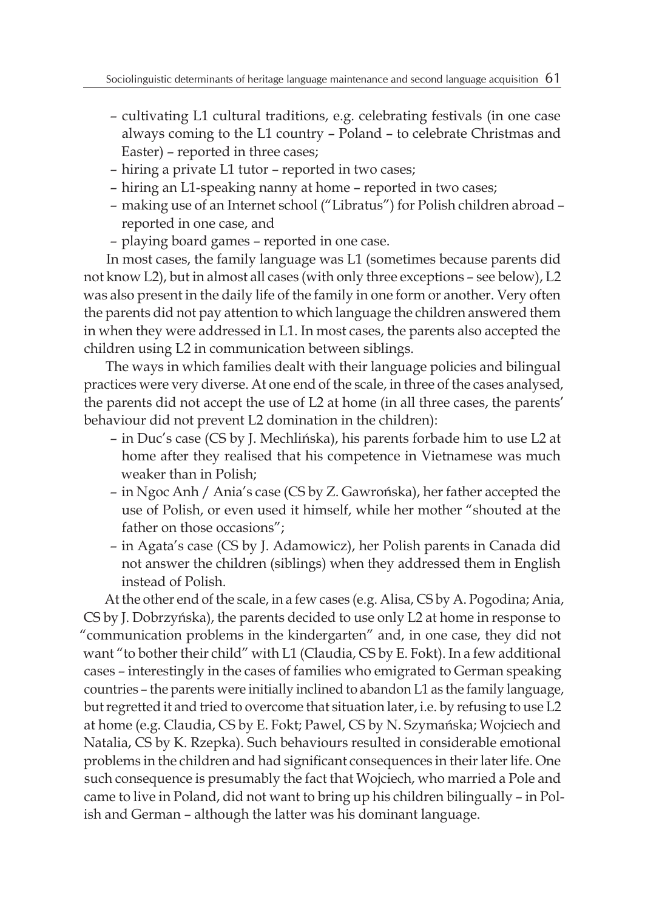- cultivating L1 cultural traditions, e.g. celebrating festivals (in one case always coming to the L1 country – Poland – to celebrate Christmas and Easter) – reported in three cases;
- hiring a private L1 tutor – reported in two cases;
- hiring an L1-speaking nanny at home – reported in two cases;
- making use of an Internet school ("Libratus") for Polish children abroad – reported in one case, and
- playing board games – reported in one case.

In most cases, the family language was L1 (sometimes because parents did not know L2), but in almost all cases (with only three exceptions – see below), L2 was also present in the daily life of the family in one form or another. Very often the parents did not pay attention to which language the children answered them in when they were addressed in L1. In most cases, the parents also accepted the children using L2 in communication between siblings.

The ways in which families dealt with their language policies and bilingual practices were very diverse. At one end of the scale, in three of the cases analysed, the parents did not accept the use of L2 at home (in all three cases, the parents' behaviour did not prevent L2 domination in the children):

- in Duc's case (CS by J. Mechlińska), his parents forbade him to use L2 at home after they realised that his competence in Vietnamese was much weaker than in Polish;
- in Ngoc Anh / Ania's case (CS by Z. Gawrońska), her father accepted the use of Polish, or even used it himself, while her mother "shouted at the father on those occasions";
- in Agata's case (CS by J. Adamowicz), her Polish parents in Canada did not answer the children (siblings) when they addressed them in English instead of Polish.

At the other end of the scale, in a few cases (e.g. Alisa, CS by A. Pogodina; Ania, CS by J. Dobrzyńska), the parents decided to use only L2 at home in response to "communication problems in the kindergarten" and, in one case, they did not want "to bother their child" with L1 (Claudia, CS by E. Fokt). In a few additional cases – interestingly in the cases of families who emigrated to German speaking countries – the parents were initially inclined to abandon L1 as the family language, but regretted it and tried to overcome that situation later, i.e. by refusing to use L2 at home (e.g. Claudia, CS by E. Fokt; Pawel, CS by N. Szymańska; Wojciech and Natalia, CS by K. Rzepka). Such behaviours resulted in considerable emotional problems in the children and had significant consequences in their later life. One such consequence is presumably the fact that Wojciech, who married a Pole and came to live in Poland, did not want to bring up his children bilingually – in Polish and German – although the latter was his dominant language.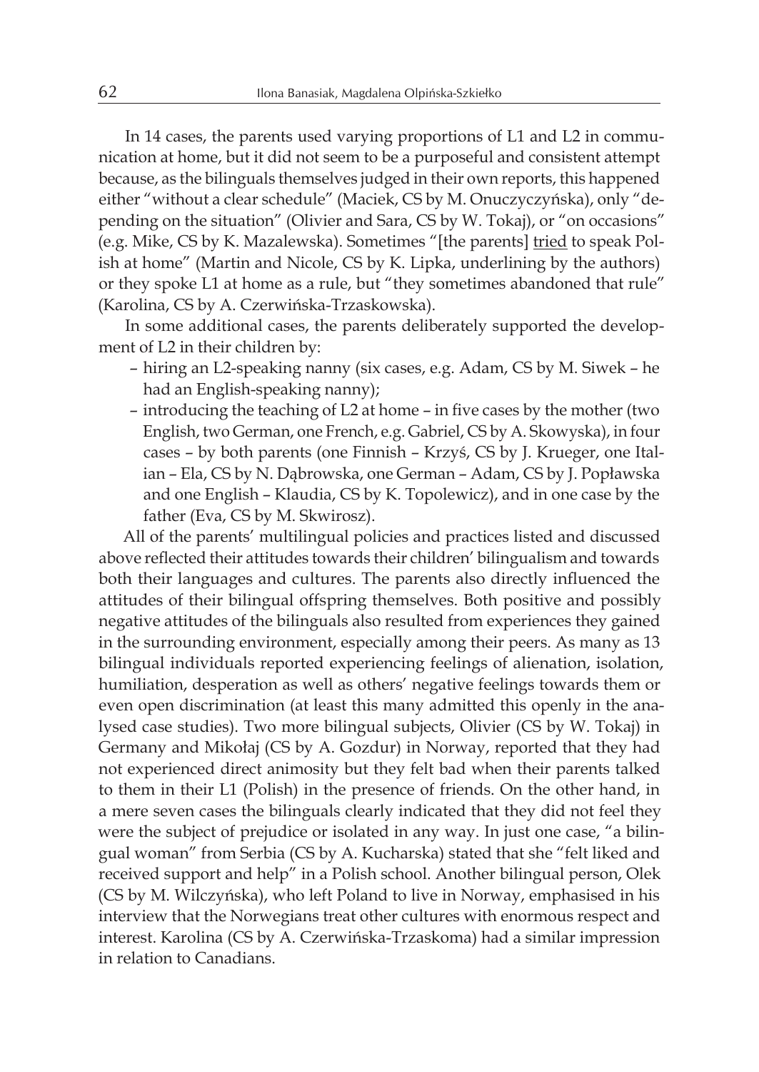In 14 cases, the parents used varying proportions of L1 and L2 in communication at home, but it did not seem to be a purposeful and consistent attempt because, as the bilinguals themselves judged in their own reports, this happened either "without a clear schedule" (Maciek, CS by M. Onuczyczyńska), only "depending on the situation" (Olivier and Sara, CS by W. Tokaj), or "on occasions" (e.g. Mike, CS by K. Mazalewska). Sometimes "[the parents] <u>tried</u> to speak Polish at home" (Martin and Nicole, CS by K. Lipka, underlining by the authors) or they spoke L1 at home as a rule, but "they sometimes abandoned that rule" (Karolina, CS by A. Czerwińska-Trzaskowska).

In some additional cases, the parents deliberately supported the development of L2 in their children by:

– hiring an L2-speaking nanny (six cases, e.g. Adam, CS by M. Siwek – he had an English-speaking nanny);
– introducing the teaching of L2 at home – in five cases by the mother (two English, two German, one French, e.g. Gabriel, CS by A. Skowyska), in four cases – by both parents (one Finnish – Krzyś, CS by J. Krueger, one Italian – Ela, CS by N. Dąbrowska, one German – Adam, CS by J. Popławska and one English – Klaudia, CS by K. Topolewicz), and in one case by the father (Eva, CS by M. Skwirosz).

All of the parents' multilingual policies and practices listed and discussed above reflected their attitudes towards their children' bilingualism and towards both their languages and cultures. The parents also directly influenced the attitudes of their bilingual offspring themselves. Both positive and possibly negative attitudes of the bilinguals also resulted from experiences they gained in the surrounding environment, especially among their peers. As many as 13 bilingual individuals reported experiencing feelings of alienation, isolation, humiliation, desperation as well as others' negative feelings towards them or even open discrimination (at least this many admitted this openly in the analysed case studies). Two more bilingual subjects, Olivier (CS by W. Tokaj) in Germany and Mikołaj (CS by A. Gozdur) in Norway, reported that they had not experienced direct animosity but they felt bad when their parents talked to them in their L1 (Polish) in the presence of friends. On the other hand, in a mere seven cases the bilinguals clearly indicated that they did not feel they were the subject of prejudice or isolated in any way. In just one case, "a bilingual woman" from Serbia (CS by A. Kucharska) stated that she "felt liked and received support and help" in a Polish school. Another bilingual person, Olek (CS by M. Wilczyńska), who left Poland to live in Norway, emphasised in his interview that the Norwegians treat other cultures with enormous respect and interest. Karolina (CS by A. Czerwińska-Trzaskoma) had a similar impression in relation to Canadians.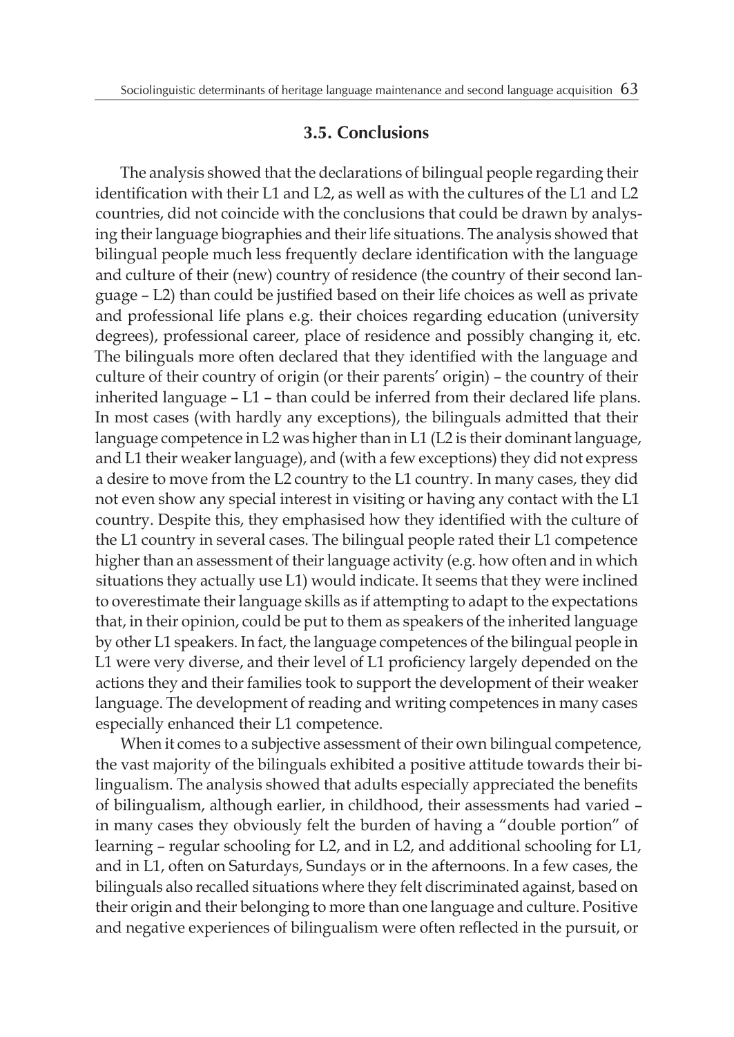### 3.5. Conclusions

The analysis showed that the declarations of bilingual people regarding their identification with their L1 and L2, as well as with the cultures of the L1 and L2 countries, did not coincide with the conclusions that could be drawn by analysing their language biographies and their life situations. The analysis showed that bilingual people much less frequently declare identification with the language and culture of their (new) country of residence (the country of their second language – L2) than could be justified based on their life choices as well as private and professional life plans e.g. their choices regarding education (university degrees), professional career, place of residence and possibly changing it, etc. The bilinguals more often declared that they identified with the language and culture of their country of origin (or their parents' origin) – the country of their inherited language – L1 – than could be inferred from their declared life plans. In most cases (with hardly any exceptions), the bilinguals admitted that their language competence in L2 was higher than in L1 (L2 is their dominant language, and L1 their weaker language), and (with a few exceptions) they did not express a desire to move from the L2 country to the L1 country. In many cases, they did not even show any special interest in visiting or having any contact with the L1 country. Despite this, they emphasised how they identified with the culture of the L1 country in several cases. The bilingual people rated their L1 competence higher than an assessment of their language activity (e.g. how often and in which situations they actually use L1) would indicate. It seems that they were inclined to overestimate their language skills as if attempting to adapt to the expectations that, in their opinion, could be put to them as speakers of the inherited language by other L1 speakers. In fact, the language competences of the bilingual people in L1 were very diverse, and their level of L1 proficiency largely depended on the actions they and their families took to support the development of their weaker language. The development of reading and writing competences in many cases especially enhanced their L1 competence.

When it comes to a subjective assessment of their own bilingual competence, the vast majority of the bilinguals exhibited a positive attitude towards their bilingualism. The analysis showed that adults especially appreciated the benefits of bilingualism, although earlier, in childhood, their assessments had varied – in many cases they obviously felt the burden of having a "double portion" of learning – regular schooling for L2, and in L2, and additional schooling for L1, and in L1, often on Saturdays, Sundays or in the afternoons. In a few cases, the bilinguals also recalled situations where they felt discriminated against, based on their origin and their belonging to more than one language and culture. Positive and negative experiences of bilingualism were often reflected in the pursuit, or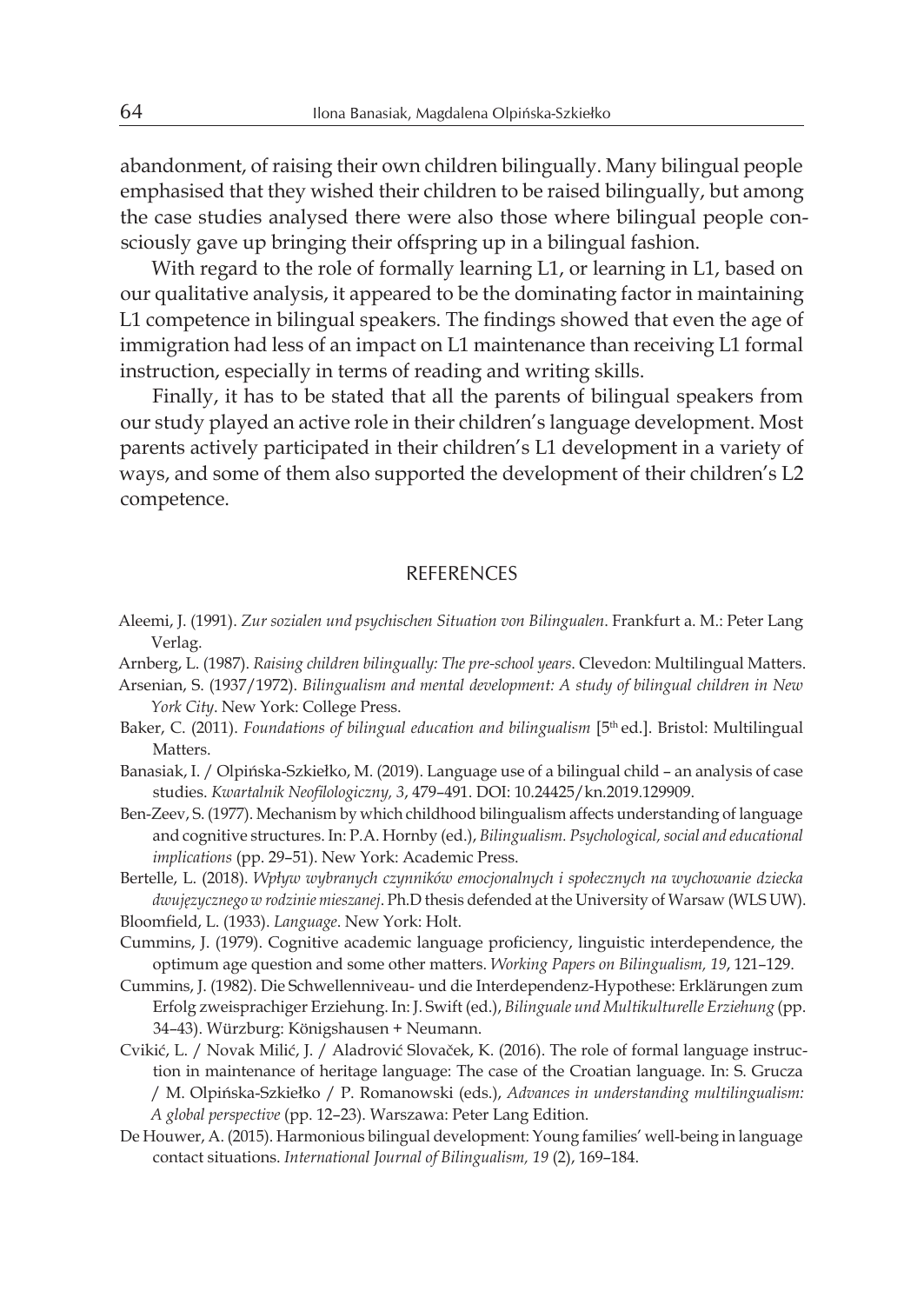abandonment, of raising their own children bilingually. Many bilingual people emphasised that they wished their children to be raised bilingually, but among the case studies analysed there were also those where bilingual people consciously gave up bringing their offspring up in a bilingual fashion.

With regard to the role of formally learning L1, or learning in L1, based on our qualitative analysis, it appeared to be the dominating factor in maintaining L1 competence in bilingual speakers. The findings showed that even the age of immigration had less of an impact on L1 maintenance than receiving L1 formal instruction, especially in terms of reading and writing skills.

Finally, it has to be stated that all the parents of bilingual speakers from our study played an active role in their children's language development. Most parents actively participated in their children's L1 development in a variety of ways, and some of them also supported the development of their children's L2 competence.

## REFERENCES

Aleemi, J. (1991). *Zur sozialen und psychischen Situation von Bilingualen*. Frankfurt a. M.: Peter Lang Verlag.

Arnberg, L. (1987). *Raising children bilingually: The pre-school years*. Clevedon: Multilingual Matters.

Arsenian, S. (1937/1972). *Bilingualism and mental development: A study of bilingual children in New York City*. New York: College Press.

Baker, C. (2011). *Foundations of bilingual education and bilingualism* [5th ed.]. Bristol: Multilingual Matters.

Banasiak, I. / Olpińska-Szkiełko, M. (2019). Language use of a bilingual child – an analysis of case studies. *Kwartalnik Neofilologiczny, 3*, 479–491. DOI: 10.24425/kn.2019.129909.

Ben-Zeev, S. (1977). Mechanism by which childhood bilingualism affects understanding of language and cognitive structures. In: P.A. Hornby (ed.), *Bilingualism. Psychological, social and educational implications* (pp. 29–51). New York: Academic Press.

Bertelle, L. (2018). *Wpływ wybranych czynników emocjonalnych i społecznych na wychowanie dziecka dwujęzycznego w rodzinie mieszanej*. Ph.D thesis defended at the University of Warsaw (WLS UW).

Bloomfield, L. (1933). *Language*. New York: Holt.

Cummins, J. (1979). Cognitive academic language proficiency, linguistic interdependence, the optimum age question and some other matters. *Working Papers on Bilingualism, 19*, 121–129.

Cummins, J. (1982). Die Schwellenniveau- und die Interdependenz-Hypothese: Erklärungen zum Erfolg zweisprachiger Erziehung. In: J. Swift (ed.), *Bilinguale und Multikulturelle Erziehung* (pp. 34–43). Würzburg: Königshausen + Neumann.

Cvikić, L. / Novak Milić, J. / Aladrović Slovaček, K. (2016). The role of formal language instruction in maintenance of heritage language: The case of the Croatian language. In: S. Grucza / M. Olpińska-Szkiełko / P. Romanowski (eds.), *Advances in understanding multilingualism: A global perspective* (pp. 12–23). Warszawa: Peter Lang Edition.

De Houwer, A. (2015). Harmonious bilingual development: Young families' well-being in language contact situations. *International Journal of Bilingualism, 19* (2), 169–184.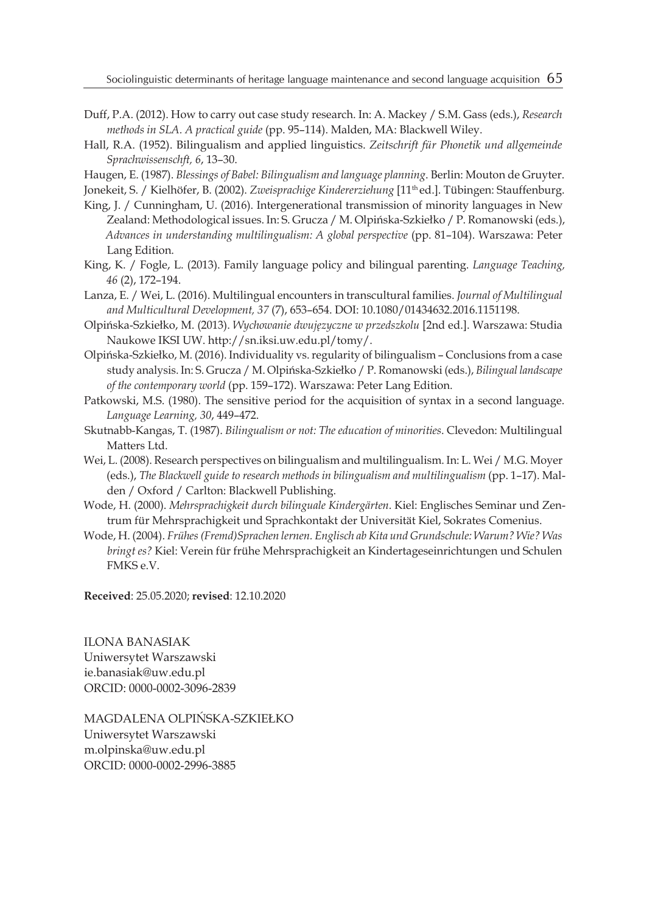Duff, P.A. (2012). How to carry out case study research. In: A. Mackey / S.M. Gass (eds.), *Research methods in SLA. A practical guide* (pp. 95–114). Malden, MA: Blackwell Wiley.

Hall, R.A. (1952). Bilingualism and applied linguistics. *Zeitschrift für Phonetik und allgemeinde Sprachwissenschft, 6*, 13–30.

Haugen, E. (1987). *Blessings of Babel: Bilingualism and language planning*. Berlin: Mouton de Gruyter.

Jonekeit, S. / Kielhöfer, B. (2002). *Zweisprachige Kindererziehung* [11th ed.]. Tübingen: Stauffenburg.

King, J. / Cunningham, U. (2016). Intergenerational transmission of minority languages in New Zealand: Methodological issues. In: S. Grucza / M. Olpińska-Szkiełko / P. Romanowski (eds.), *Advances in understanding multilingualism: A global perspective* (pp. 81–104). Warszawa: Peter Lang Edition.

King, K. / Fogle, L. (2013). Family language policy and bilingual parenting. *Language Teaching, 46* (2), 172–194.

Lanza, E. / Wei, L. (2016). Multilingual encounters in transcultural families. *Journal of Multilingual and Multicultural Development, 37* (7), 653–654. DOI: 10.1080/01434632.2016.1151198.

Olpińska-Szkiełko, M. (2013). *Wychowanie dwujęzyczne w przedszkolu* [2nd ed.]. Warszawa: Studia Naukowe IKSI UW. http://sn.iksi.uw.edu.pl/tomy/.

Olpińska-Szkiełko, M. (2016). Individuality vs. regularity of bilingualism – Conclusions from a case study analysis. In: S. Grucza / M. Olpińska-Szkiełko / P. Romanowski (eds.), *Bilingual landscape of the contemporary world* (pp. 159–172). Warszawa: Peter Lang Edition.

Patkowski, M.S. (1980). The sensitive period for the acquisition of syntax in a second language. *Language Learning, 30*, 449–472.

Skutnabb-Kangas, T. (1987). *Bilingualism or not: The education of minorities*. Clevedon: Multilingual Matters Ltd.

Wei, L. (2008). Research perspectives on bilingualism and multilingualism. In: L. Wei / M.G. Moyer (eds.), *The Blackwell guide to research methods in bilingualism and multilingualism* (pp. 1–17). Malden / Oxford / Carlton: Blackwell Publishing.

Wode, H. (2000). *Mehrsprachigkeit durch bilinguale Kindergärten*. Kiel: Englisches Seminar und Zentrum für Mehrsprachigkeit und Sprachkontakt der Universität Kiel, Sokrates Comenius.

Wode, H. (2004). *Frühes (Fremd)Sprachen lernen. Englisch ab Kita und Grundschule: Warum? Wie? Was bringt es?* Kiel: Verein für frühe Mehrsprachigkeit an Kindertageseinrichtungen und Schulen FMKS e.V.

**Received**: 25.05.2020; **revised**: 12.10.2020

ILONA BANASIAK
Uniwersytet Warszawski
ie.banasiak@uw.edu.pl
ORCID: 0000-0002-3096-2839

MAGDALENA OLPIŃSKA-SZKIEŁKO
Uniwersytet Warszawski
m.olpinska@uw.edu.pl
ORCID: 0000-0002-2996-3885